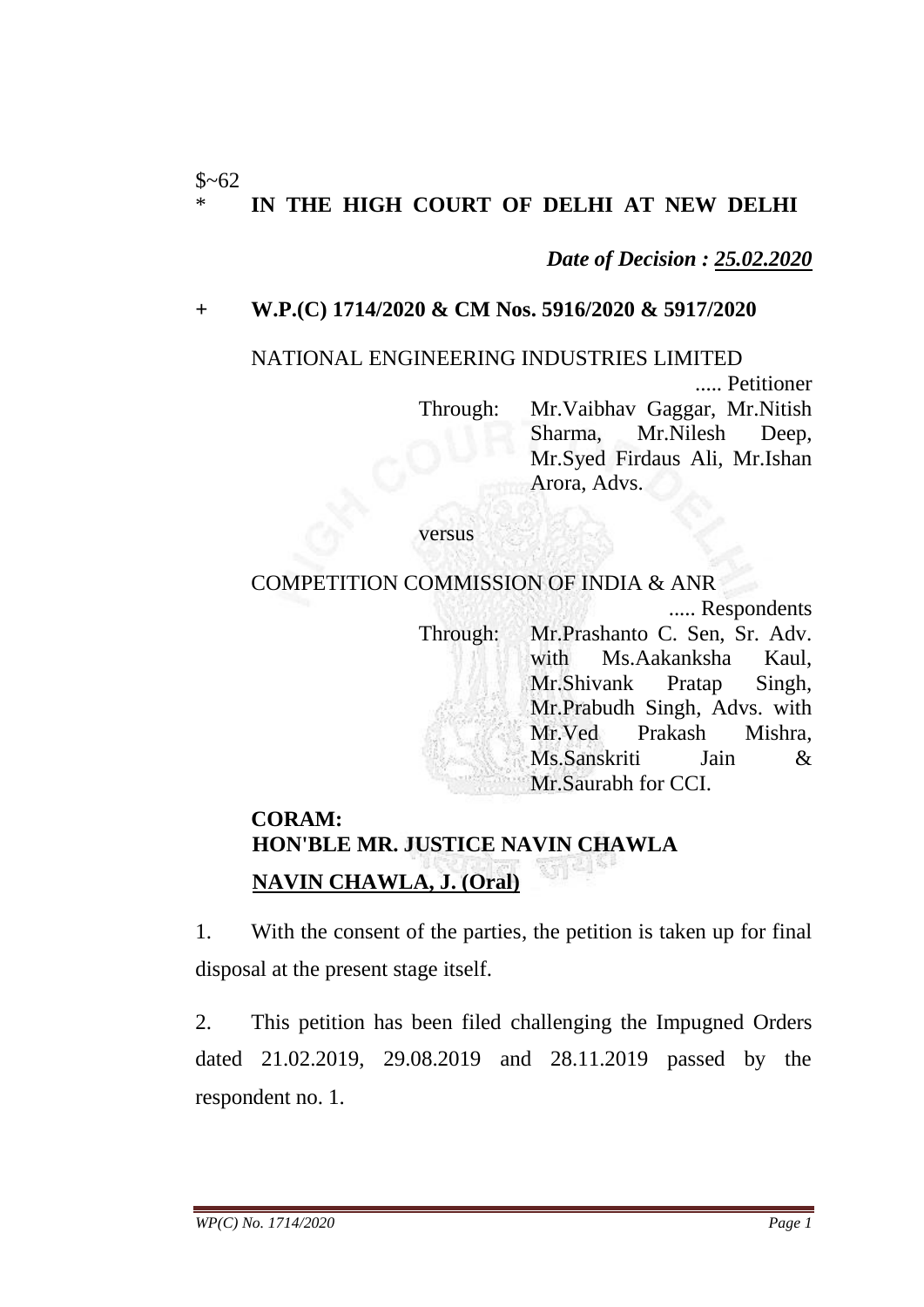$~62

\* **IN THE HIGH COURT OF DELHI AT NEW DELHI**

*Date of Decision : 25.02.2020*

\+ **W.P.(C) 1714/2020 & CM Nos. 5916/2020 & 5917/2020**

NATIONAL ENGINEERING INDUSTRIES LIMITED ..... Petitioner

Through: Mr.Vaibhav Gaggar, Mr.Nitish Sharma, Mr.Nilesh Deep, Mr.Syed Firdaus Ali, Mr.Ishan Arora, Advs.

versus

COMPETITION COMMISSION OF INDIA & ANR ..... Respondents

Through: Mr.Prashanto C. Sen, Sr. Adv. with Ms.Aakanksha Kaul, Mr.Shivank Pratap Singh, Mr.Prabudh Singh, Advs. with Mr.Ved Prakash Mishra, Ms.Sanskriti Jain & Mr.Saurabh for CCI.

**CORAM:**
**HON'BLE MR. JUSTICE NAVIN CHAWLA**

**NAVIN CHAWLA, J. (Oral)**

1. With the consent of the parties, the petition is taken up for final disposal at the present stage itself.

2. This petition has been filed challenging the Impugned Orders dated 21.02.2019, 29.08.2019 and 28.11.2019 passed by the respondent no. 1.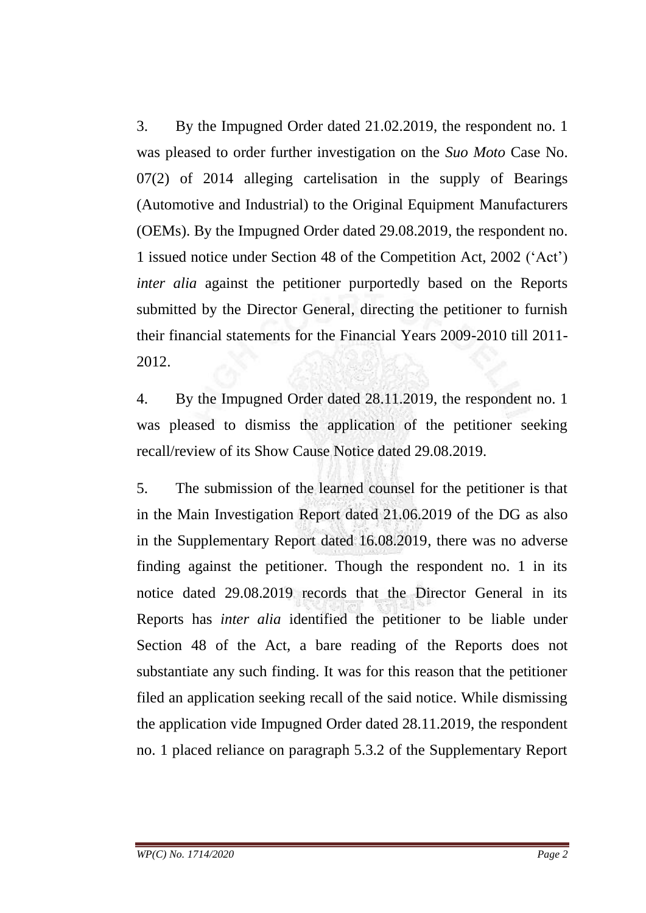3. By the Impugned Order dated 21.02.2019, the respondent no. 1 was pleased to order further investigation on the *Suo Moto* Case No. 07(2) of 2014 alleging cartelisation in the supply of Bearings (Automotive and Industrial) to the Original Equipment Manufacturers (OEMs). By the Impugned Order dated 29.08.2019, the respondent no. 1 issued notice under Section 48 of the Competition Act, 2002 ('Act') *inter alia* against the petitioner purportedly based on the Reports submitted by the Director General, directing the petitioner to furnish their financial statements for the Financial Years 2009-2010 till 2011-2012.

4. By the Impugned Order dated 28.11.2019, the respondent no. 1 was pleased to dismiss the application of the petitioner seeking recall/review of its Show Cause Notice dated 29.08.2019.

5. The submission of the learned counsel for the petitioner is that in the Main Investigation Report dated 21.06.2019 of the DG as also in the Supplementary Report dated 16.08.2019, there was no adverse finding against the petitioner. Though the respondent no. 1 in its notice dated 29.08.2019 records that the Director General in its Reports has *inter alia* identified the petitioner to be liable under Section 48 of the Act, a bare reading of the Reports does not substantiate any such finding. It was for this reason that the petitioner filed an application seeking recall of the said notice. While dismissing the application vide Impugned Order dated 28.11.2019, the respondent no. 1 placed reliance on paragraph 5.3.2 of the Supplementary Report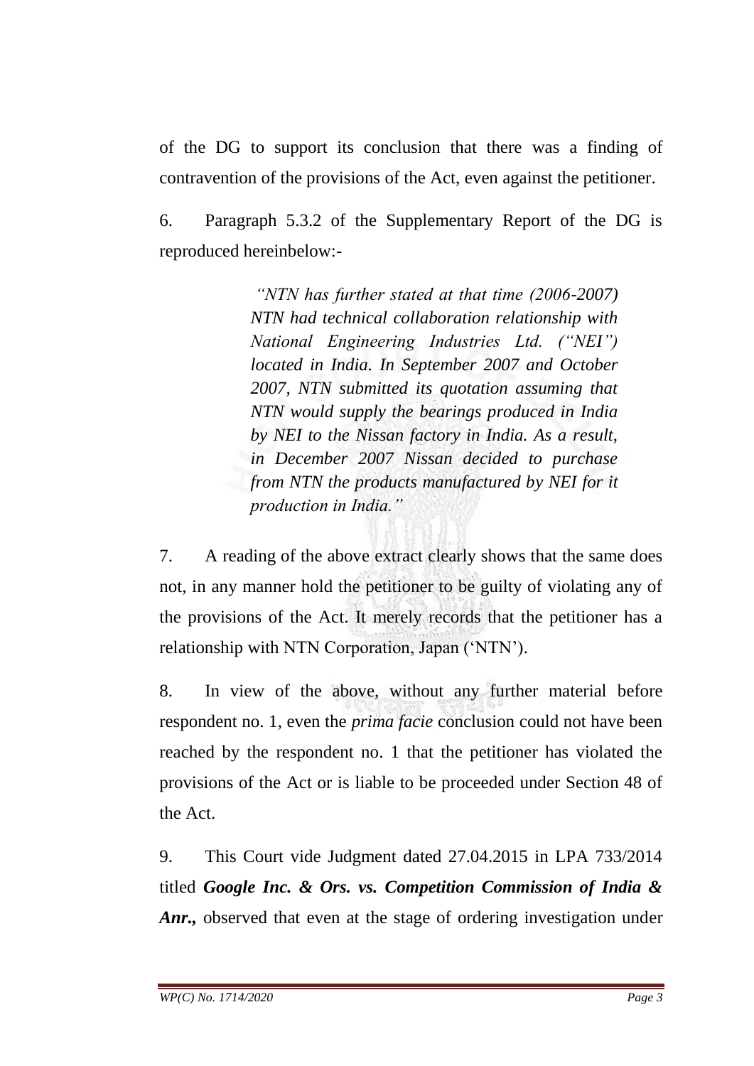of the DG to support its conclusion that there was a finding of contravention of the provisions of the Act, even against the petitioner.

6. Paragraph 5.3.2 of the Supplementary Report of the DG is reproduced hereinbelow:-

> *"NTN has further stated at that time (2006-2007) NTN had technical collaboration relationship with National Engineering Industries Ltd. ("NEI") located in India. In September 2007 and October 2007, NTN submitted its quotation assuming that NTN would supply the bearings produced in India by NEI to the Nissan factory in India. As a result, in December 2007 Nissan decided to purchase from NTN the products manufactured by NEI for it production in India."*

7. A reading of the above extract clearly shows that the same does not, in any manner hold the petitioner to be guilty of violating any of the provisions of the Act. It merely records that the petitioner has a relationship with NTN Corporation, Japan ('NTN').

8. In view of the above, without any further material before respondent no. 1, even the *prima facie* conclusion could not have been reached by the respondent no. 1 that the petitioner has violated the provisions of the Act or is liable to be proceeded under Section 48 of the Act.

9. This Court vide Judgment dated 27.04.2015 in LPA 733/2014 titled ***Google Inc. & Ors. vs. Competition Commission of India & Anr.,*** observed that even at the stage of ordering investigation under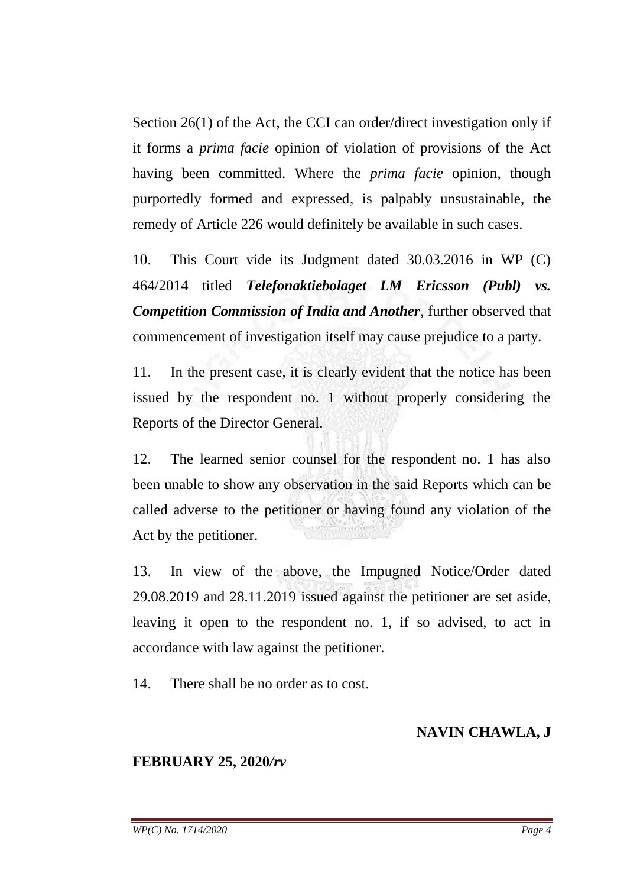Section 26(1) of the Act, the CCI can order/direct investigation only if it forms a *prima facie* opinion of violation of provisions of the Act having been committed. Where the *prima facie* opinion, though purportedly formed and expressed, is palpably unsustainable, the remedy of Article 226 would definitely be available in such cases.

10. This Court vide its Judgment dated 30.03.2016 in WP (C) 464/2014 titled ***Telefonaktiebolaget LM Ericsson (Publ) vs. Competition Commission of India and Another***, further observed that commencement of investigation itself may cause prejudice to a party.

11. In the present case, it is clearly evident that the notice has been issued by the respondent no. 1 without properly considering the Reports of the Director General.

12. The learned senior counsel for the respondent no. 1 has also been unable to show any observation in the said Reports which can be called adverse to the petitioner or having found any violation of the Act by the petitioner.

13. In view of the above, the Impugned Notice/Order dated 29.08.2019 and 28.11.2019 issued against the petitioner are set aside, leaving it open to the respondent no. 1, if so advised, to act in accordance with law against the petitioner.

14. There shall be no order as to cost.

**NAVIN CHAWLA, J**

**FEBRUARY 25, 2020*/rv***